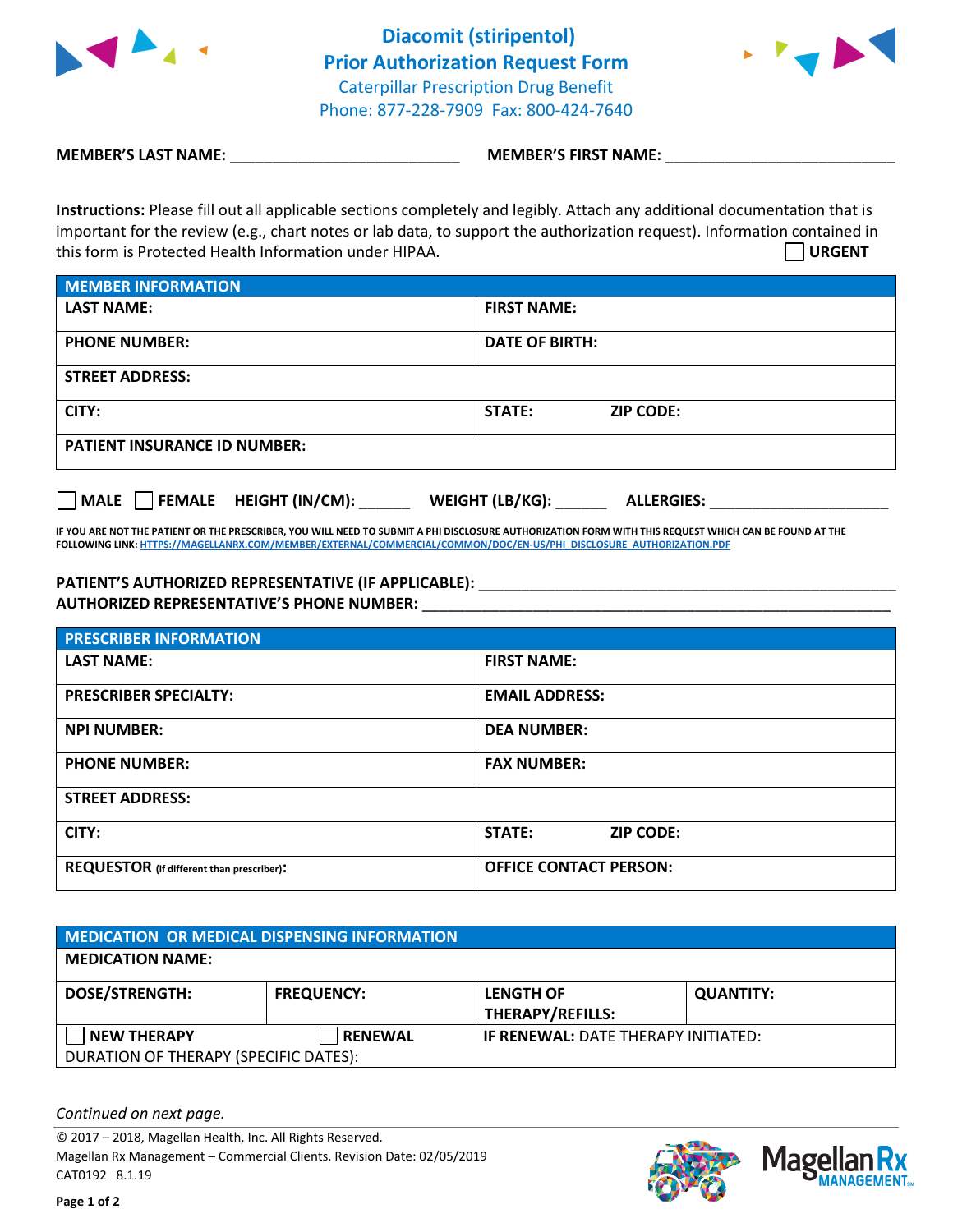# Diacomit (stiripentol)
# Prior Authorization Request Form

Caterpillar Prescription Drug Benefit
Phone: 877-228-7909 Fax: 800-424-7640

**MEMBER'S LAST NAME:** ___________________________ **MEMBER'S FIRST NAME:** ___________________________

**Instructions:** Please fill out all applicable sections completely and legibly. Attach any additional documentation that is important for the review (e.g., chart notes or lab data, to support the authorization request). Information contained in this form is Protected Health Information under HIPAA.

☐ **URGENT**

| **MEMBER INFORMATION** | |
|---|---|
| **LAST NAME:** | **FIRST NAME:** |
| **PHONE NUMBER:** | **DATE OF BIRTH:** |
| **STREET ADDRESS:** | |
| **CITY:** | **STATE:** **ZIP CODE:** |
| **PATIENT INSURANCE ID NUMBER:** | |

☐ **MALE** ☐ **FEMALE** **HEIGHT (IN/CM):** ______ **WEIGHT (LB/KG):** ______ **ALLERGIES:** _____________________

**IF YOU ARE NOT THE PATIENT OR THE PRESCRIBER, YOU WILL NEED TO SUBMIT A PHI DISCLOSURE AUTHORIZATION FORM WITH THIS REQUEST WHICH CAN BE FOUND AT THE FOLLOWING LINK: HTTPS://MAGELLANRX.COM/MEMBER/EXTERNAL/COMMERCIAL/COMMON/DOC/EN-US/PHI_DISCLOSURE_AUTHORIZATION.PDF**

**PATIENT'S AUTHORIZED REPRESENTATIVE (IF APPLICABLE):** ___________________________________________
**AUTHORIZED REPRESENTATIVE'S PHONE NUMBER:** ___________________________________________

| **PRESCRIBER INFORMATION** | |
|---|---|
| **LAST NAME:** | **FIRST NAME:** |
| **PRESCRIBER SPECIALTY:** | **EMAIL ADDRESS:** |
| **NPI NUMBER:** | **DEA NUMBER:** |
| **PHONE NUMBER:** | **FAX NUMBER:** |
| **STREET ADDRESS:** | |
| **CITY:** | **STATE:** **ZIP CODE:** |
| **REQUESTOR** (if different than prescriber)**:** | **OFFICE CONTACT PERSON:** |

| **MEDICATION OR MEDICAL DISPENSING INFORMATION** | | | |
|---|---|---|---|
| **MEDICATION NAME:** | | | |
| **DOSE/STRENGTH:** | **FREQUENCY:** | **LENGTH OF THERAPY/REFILLS:** | **QUANTITY:** |
| ☐ **NEW THERAPY** | ☐ **RENEWAL** | **IF RENEWAL:** DATE THERAPY INITIATED: | |
| DURATION OF THERAPY (SPECIFIC DATES): | | | |

*Continued on next page.*

© 2017 – 2018, Magellan Health, Inc. All Rights Reserved.
Magellan Rx Management – Commercial Clients. Revision Date: 02/05/2019
CAT0192 8.1.19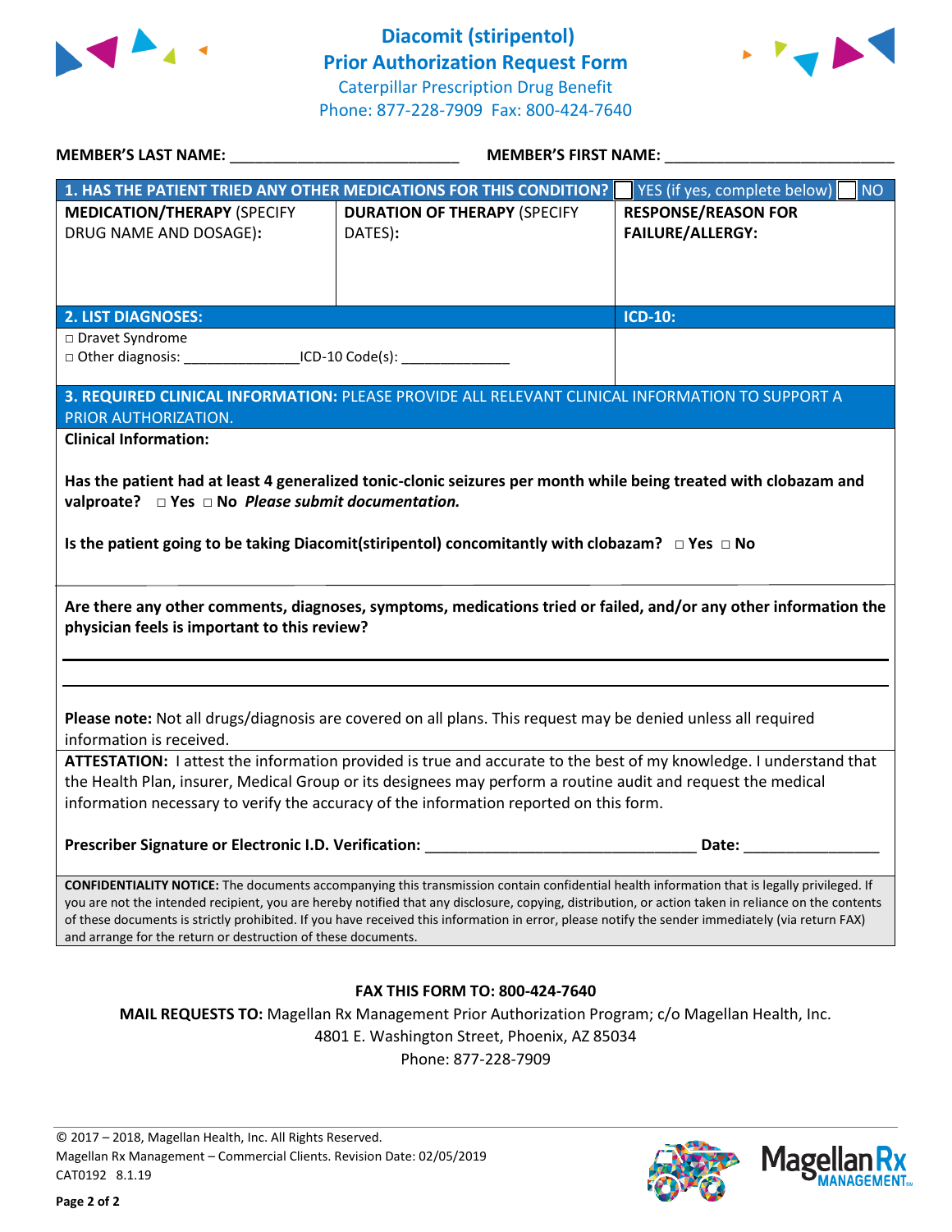# Diacomit (stiripentol)
## Prior Authorization Request Form

Caterpillar Prescription Drug Benefit
Phone: 877-228-7909 Fax: 800-424-7640

**MEMBER'S LAST NAME:** ___________________________ **MEMBER'S FIRST NAME:** ___________________________

**1. HAS THE PATIENT TRIED ANY OTHER MEDICATIONS FOR THIS CONDITION?** ☐ YES (if yes, complete below) ☐ NO

| **MEDICATION/THERAPY** (SPECIFY DRUG NAME AND DOSAGE): | **DURATION OF THERAPY** (SPECIFY DATES): | **RESPONSE/REASON FOR FAILURE/ALLERGY:** |
|---|---|---|
| | | |

| **2. LIST DIAGNOSES:** | **ICD-10:** |
|---|---|
| □ Dravet Syndrome<br>□ Other diagnosis: _______________ICD-10 Code(s): ______________ | |

**3. REQUIRED CLINICAL INFORMATION:** PLEASE PROVIDE ALL RELEVANT CLINICAL INFORMATION TO SUPPORT A PRIOR AUTHORIZATION.

**Clinical Information:**

**Has the patient had at least 4 generalized tonic-clonic seizures per month while being treated with clobazam and valproate?** □ **Yes** □ **No** ***Please submit documentation.***

**Is the patient going to be taking Diacomit(stiripentol) concomitantly with clobazam?** □ **Yes** □ **No**

**Are there any other comments, diagnoses, symptoms, medications tried or failed, and/or any other information the physician feels is important to this review?**

______________________________________________________________________

______________________________________________________________________

**Please note:** Not all drugs/diagnosis are covered on all plans. This request may be denied unless all required information is received.

**ATTESTATION:** I attest the information provided is true and accurate to the best of my knowledge. I understand that the Health Plan, insurer, Medical Group or its designees may perform a routine audit and request the medical information necessary to verify the accuracy of the information reported on this form.

**Prescriber Signature or Electronic I.D. Verification:** _________________________________ **Date:** ________________

**CONFIDENTIALITY NOTICE:** The documents accompanying this transmission contain confidential health information that is legally privileged. If you are not the intended recipient, you are hereby notified that any disclosure, copying, distribution, or action taken in reliance on the contents of these documents is strictly prohibited. If you have received this information in error, please notify the sender immediately (via return FAX) and arrange for the return or destruction of these documents.

**FAX THIS FORM TO: 800-424-7640**

**MAIL REQUESTS TO:** Magellan Rx Management Prior Authorization Program; c/o Magellan Health, Inc.
4801 E. Washington Street, Phoenix, AZ 85034
Phone: 877-228-7909

© 2017 – 2018, Magellan Health, Inc. All Rights Reserved.
Magellan Rx Management – Commercial Clients. Revision Date: 02/05/2019
CAT0192 8.1.19